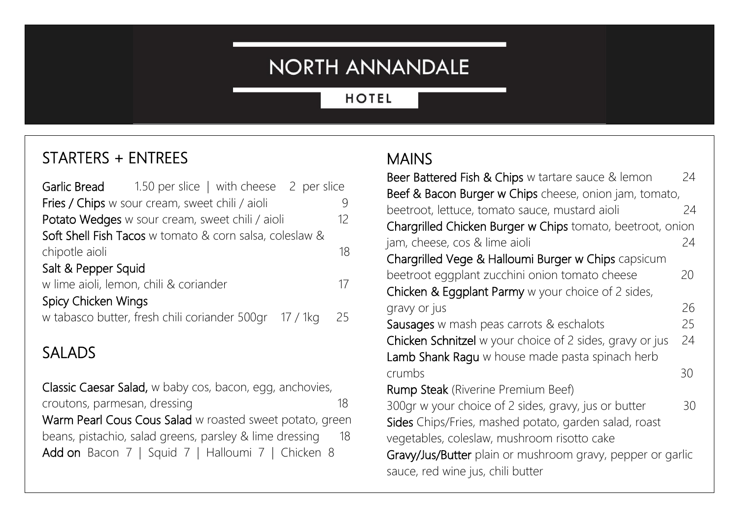# NORTH ANNANDALE

## HOTEL

## STARTERS + ENTREES

**Garlic Bread** 1.50 per slice | with cheese 2 per slice

**Fries / Chips** w sour cream, sweet chili / aioli 9

**Potato Wedges** w sour cream, sweet chili / aioli 12

**Soft Shell Fish Tacos** w tomato & corn salsa, coleslaw & chipotle aioli 18

**Salt & Pepper Squid**
w lime aioli, lemon, chili & coriander 17

**Spicy Chicken Wings**
w tabasco butter, fresh chili coriander 500gr 17 / 1kg 25

## SALADS

**Classic Caesar Salad,** w baby cos, bacon, egg, anchovies, croutons, parmesan, dressing 18

**Warm Pearl Cous Cous Salad** w roasted sweet potato, green beans, pistachio, salad greens, parsley & lime dressing 18

**Add on** Bacon 7 | Squid 7 | Halloumi 7 | Chicken 8

## MAINS

**Beer Battered Fish & Chips** w tartare sauce & lemon 24

**Beef & Bacon Burger w Chips** cheese, onion jam, tomato, beetroot, lettuce, tomato sauce, mustard aioli 24

**Chargrilled Chicken Burger w Chips** tomato, beetroot, onion jam, cheese, cos & lime aioli 24

**Chargrilled Vege & Halloumi Burger w Chips** capsicum beetroot eggplant zucchini onion tomato cheese 20

**Chicken & Eggplant Parmy** w your choice of 2 sides, gravy or jus 26

**Sausages** w mash peas carrots & eschalots 25

**Chicken Schnitzel** w your choice of 2 sides, gravy or jus 24

**Lamb Shank Ragu** w house made pasta spinach herb crumbs 30

**Rump Steak** (Riverine Premium Beef)
300gr w your choice of 2 sides, gravy, jus or butter 30

**Sides** Chips/Fries, mashed potato, garden salad, roast vegetables, coleslaw, mushroom risotto cake

**Gravy/Jus/Butter** plain or mushroom gravy, pepper or garlic sauce, red wine jus, chili butter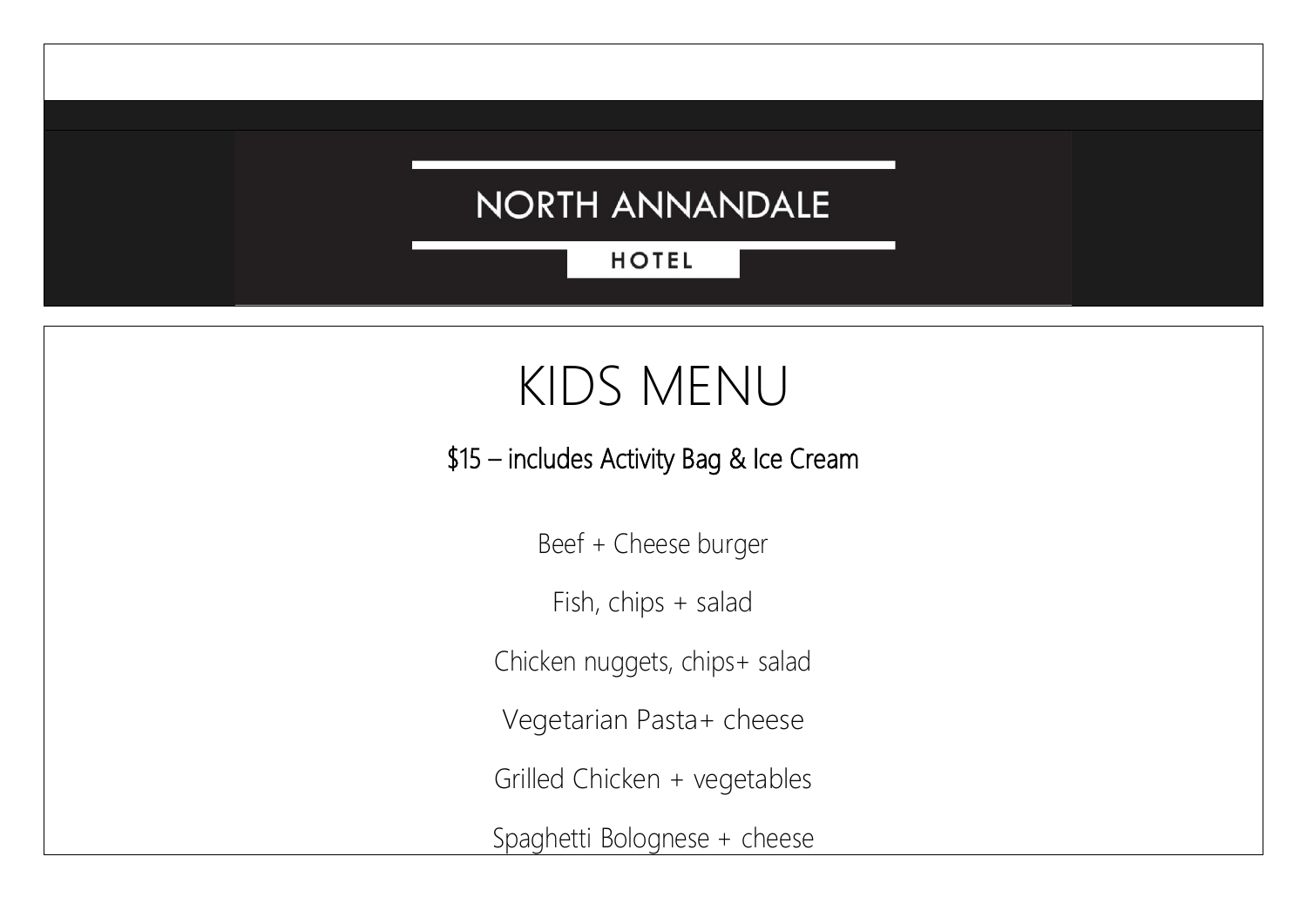NORTH ANNANDALE

HOTEL

# KIDS MENU

**$15 – includes Activity Bag & Ice Cream**

Beef + Cheese burger

Fish, chips + salad

Chicken nuggets, chips+ salad

Vegetarian Pasta+ cheese

Grilled Chicken + vegetables

Spaghetti Bolognese + cheese